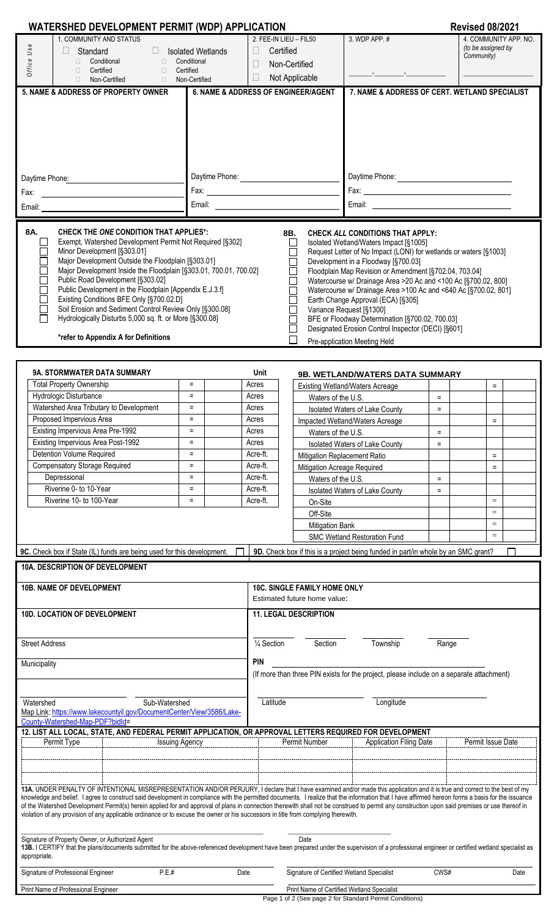# WATERSHED DEVELOPMENT PERMIT (WDP) APPLICATION

**Revised 08/2021**

| *Office Use* | | | |
|---|---|---|---|
| 1. COMMUNITY AND STATUS<br>☐ Standard<br>☐ Conditional<br>☐ Certified<br>☐ Non-Certified<br>☐ Isolated Wetlands<br>☐ Conditional<br>☐ Certified<br>☐ Non-Certified | 2. FEE-IN LIEU – FIL50<br>☐ Certified<br>☐ Non-Certified<br>☐ Not Applicable | 3. WDP APP. #<br>\_\_\_\_-\_\_\_\_-\_\_\_\_ | 4. COMMUNITY APP. NO. *(to be assigned by Community)* |

| 5. NAME & ADDRESS OF PROPERTY OWNER | 6. NAME & ADDRESS OF ENGINEER/AGENT | 7. NAME & ADDRESS OF CERT. WETLAND SPECIALIST |
|---|---|---|
| | | |
| Daytime Phone: | Daytime Phone: | Daytime Phone: |
| Fax: | Fax: | Fax: |
| Email: | Email: | Email: |

**8A. CHECK THE *ONE* CONDITION THAT APPLIES\*:**

- ☐ Exempt, Watershed Development Permit Not Required [§302]
- ☐ Minor Development [§303.01]
- ☐ Major Development Outside the Floodplain [§303.01]
- ☐ Major Development Inside the Floodplain [§303.01, 700.01, 700.02]
- ☐ Public Road Development [§303.02]
- ☐ Public Development in the Floodplain [Appendix E.J.3.f]
- ☐ Existing Conditions BFE Only [§700.02.D]
- ☐ Soil Erosion and Sediment Control Review Only [§300.08]
- ☐ Hydrologically Disturbs 5,000 sq. ft. or More [§300.08]

**\*refer to Appendix A for Definitions**

**8B. CHECK *ALL* CONDITIONS THAT APPLY:**

- ☐ Isolated Wetland/Waters Impact [§1005]
- ☐ Request Letter of No Impact (LONI) for wetlands or waters [§1003]
- ☐ Development in a Floodway [§700.03]
- ☐ Floodplain Map Revision or Amendment [§702.04, 703.04]
- ☐ Watercourse w/ Drainage Area >20 Ac and <100 Ac [§700.02, 800]
- ☐ Watercourse w/ Drainage Area >100 Ac and <640 Ac [§700.02, 801]
- ☐ Earth Change Approval (ECA) [§305]
- ☐ Variance Request [§1300]
- ☐ BFE or Floodway Determination [§700.02, 700.03]
- ☐ Designated Erosion Control Inspector (DECI) [§601]
- ☐ Pre-application Meeting Held

**9A. STORMWATER DATA SUMMARY**

| | | | Unit |
|---|---|---|---|
| Total Property Ownership | = | | Acres |
| Hydrologic Disturbance | = | | Acres |
| Watershed Area Tributary to Development | = | | Acres |
| Proposed Impervious Area | = | | Acres |
| Existing Impervious Area Pre-1992 | = | | Acres |
| Existing Impervious Area Post-1992 | = | | Acres |
| Detention Volume Required | = | | Acre-ft. |
| Compensatory Storage Required | = | | Acre-ft. |
| Depressional | = | | Acre-ft. |
| Riverine 0- to 10-Year | = | | Acre-ft. |
| Riverine 10- to 100-Year | = | | Acre-ft. |

**9B. WETLAND/WATERS DATA SUMMARY**

| | | | | |
|---|---|---|---|---|
| Existing Wetland/Waters Acreage | | | = | |
| Waters of the U.S. | = | | | |
| Isolated Waters of Lake County | = | | | |
| Impacted Wetland/Waters Acreage | | | = | |
| Waters of the U.S. | = | | | |
| Isolated Waters of Lake County | = | | | |
| Mitigation Replacement Ratio | | | = | |
| Mitigation Acreage Required | | | = | |
| Waters of the U.S. | = | | | |
| Isolated Waters of Lake County | = | | | |
| On-Site | | | = | |
| Off-Site | | | = | |
| Mitigation Bank | | | = | |
| SMC Wetland Restoration Fund | | | = | |

**9C.** Check box if State (IL) funds are being used for this development. ☐

**9D.** Check box if this is a project being funded in part/in whole by an SMC grant? ☐

**10A. DESCRIPTION OF DEVELOPMENT**

**10B. NAME OF DEVELOPMENT**

**10C. SINGLE FAMILY HOME ONLY**
Estimated future home value:

**10D. LOCATION OF DEVELOPMENT**

Street Address

Municipality

Watershed &nbsp;&nbsp;&nbsp; Sub-Watershed

Map Link: https://www.lakecountyil.gov/DocumentCenter/View/3586/Lake-County-Watershed-Map-PDF?bidId=

**11. LEGAL DESCRIPTION**

¼ Section &nbsp;&nbsp; Section &nbsp;&nbsp; Township &nbsp;&nbsp; Range

**PIN**
(If more than three PIN exists for the project, please include on a separate attachment)

Latitude &nbsp;&nbsp; Longitude

**12. LIST ALL LOCAL, STATE, AND FEDERAL PERMIT APPLICATION, OR APPROVAL LETTERS REQUIRED FOR DEVELOPMENT**

| Permit Type | Issuing Agency | Permit Number | Application Filing Date | Permit Issue Date |
|---|---|---|---|---|
| | | | | |
| | | | | |
| | | | | |

**13A.** UNDER PENALTY OF INTENTIONAL MISREPRESENTATION AND/OR PERJURY, I declare that I have examined and/or made this application and it is true and correct to the best of my knowledge and belief. I agree to construct said development in compliance with the permitted documents. I realize that the information that I have affirmed hereon forms a basis for the issuance of the Watershed Development Permit(s) herein applied for and approval of plans in connection therewith shall not be construed to permit any construction upon said premises or use thereof in violation of any provision of any applicable ordinance or to excuse the owner or his successors in title from complying therewith.

Signature of Property Owner, or Authorized Agent &nbsp;&nbsp; Date

**13B.** I CERTIFY that the plans/documents submitted for the above-referenced development have been prepared under the supervision of a professional engineer or certified wetland specialist as appropriate.

Signature of Professional Engineer &nbsp;&nbsp; P.E.# &nbsp;&nbsp; Date

Print Name of Professional Engineer

Signature of Certified Wetland Specialist &nbsp;&nbsp; CWS# &nbsp;&nbsp; Date

Print Name of Certified Wetland Specialist

(See page 2 for Standard Permit Conditions)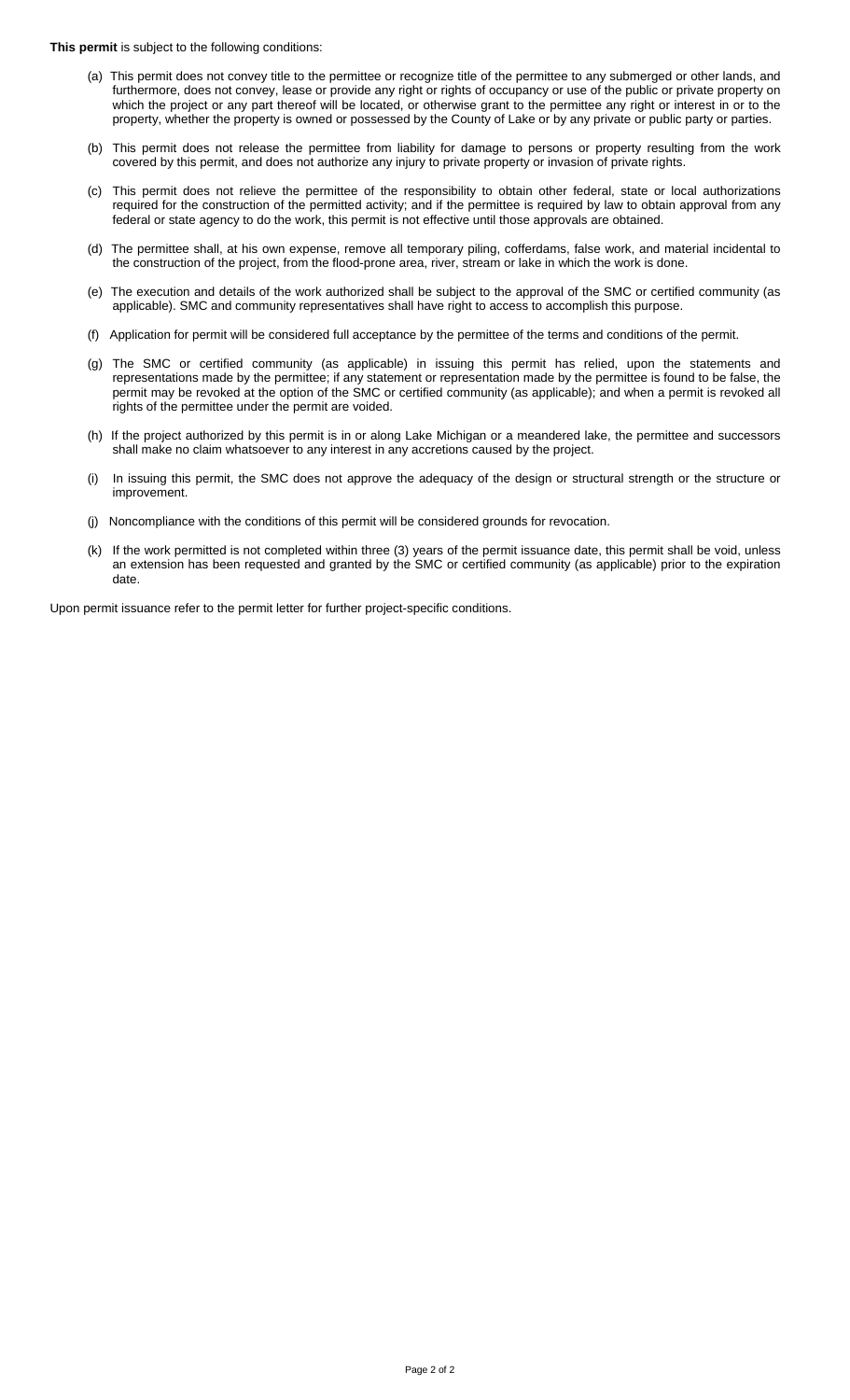**This permit** is subject to the following conditions:

(a) This permit does not convey title to the permittee or recognize title of the permittee to any submerged or other lands, and furthermore, does not convey, lease or provide any right or rights of occupancy or use of the public or private property on which the project or any part thereof will be located, or otherwise grant to the permittee any right or interest in or to the property, whether the property is owned or possessed by the County of Lake or by any private or public party or parties.

(b) This permit does not release the permittee from liability for damage to persons or property resulting from the work covered by this permit, and does not authorize any injury to private property or invasion of private rights.

(c) This permit does not relieve the permittee of the responsibility to obtain other federal, state or local authorizations required for the construction of the permitted activity; and if the permittee is required by law to obtain approval from any federal or state agency to do the work, this permit is not effective until those approvals are obtained.

(d) The permittee shall, at his own expense, remove all temporary piling, cofferdams, false work, and material incidental to the construction of the project, from the flood-prone area, river, stream or lake in which the work is done.

(e) The execution and details of the work authorized shall be subject to the approval of the SMC or certified community (as applicable). SMC and community representatives shall have right to access to accomplish this purpose.

(f) Application for permit will be considered full acceptance by the permittee of the terms and conditions of the permit.

(g) The SMC or certified community (as applicable) in issuing this permit has relied, upon the statements and representations made by the permittee; if any statement or representation made by the permittee is found to be false, the permit may be revoked at the option of the SMC or certified community (as applicable); and when a permit is revoked all rights of the permittee under the permit are voided.

(h) If the project authorized by this permit is in or along Lake Michigan or a meandered lake, the permittee and successors shall make no claim whatsoever to any interest in any accretions caused by the project.

(i) In issuing this permit, the SMC does not approve the adequacy of the design or structural strength or the structure or improvement.

(j) Noncompliance with the conditions of this permit will be considered grounds for revocation.

(k) If the work permitted is not completed within three (3) years of the permit issuance date, this permit shall be void, unless an extension has been requested and granted by the SMC or certified community (as applicable) prior to the expiration date.

Upon permit issuance refer to the permit letter for further project-specific conditions.